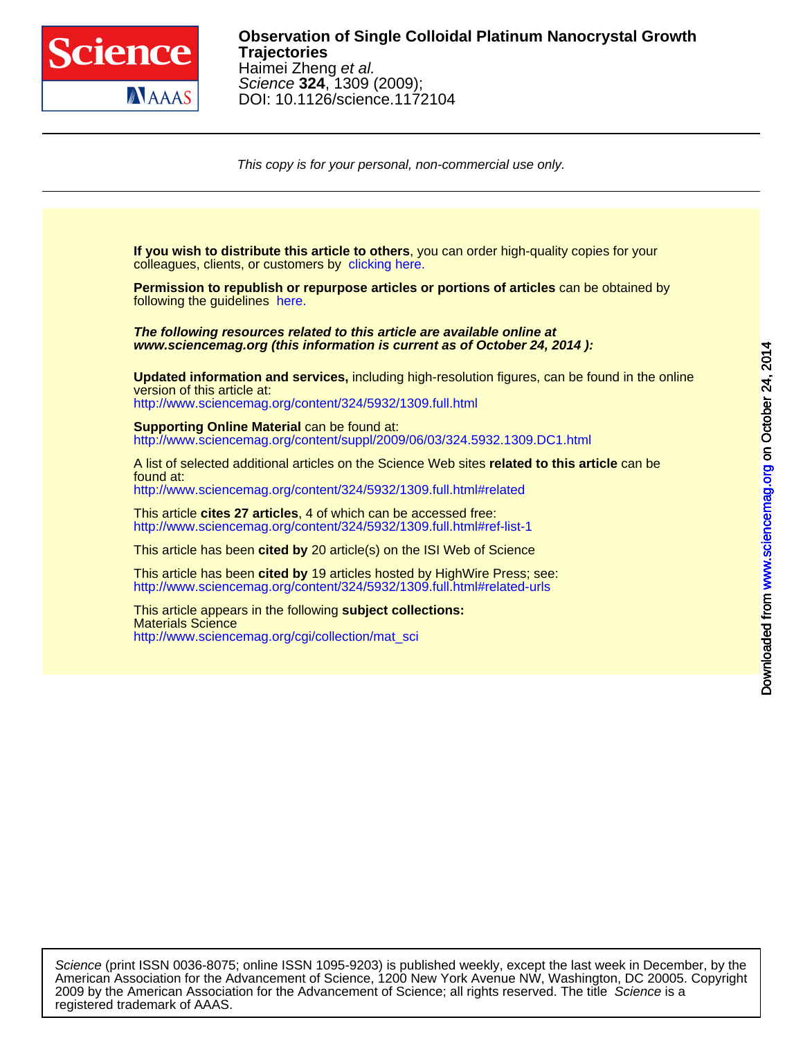**Observation of Single Colloidal Platinum Nanocrystal Growth Trajectories**

Haimei Zheng *et al.*

*Science* **324**, 1309 (2009);

DOI: 10.1126/science.1172104

*This copy is for your personal, non-commercial use only.*

**If you wish to distribute this article to others**, you can order high-quality copies for your colleagues, clients, or customers by clicking here.

**Permission to republish or repurpose articles or portions of articles** can be obtained by following the guidelines here.

***The following resources related to this article are available online at www.sciencemag.org (this information is current as of October 24, 2014 ):***

**Updated information and services,** including high-resolution figures, can be found in the online version of this article at:
http://www.sciencemag.org/content/324/5932/1309.full.html

**Supporting Online Material** can be found at:
http://www.sciencemag.org/content/suppl/2009/06/03/324.5932.1309.DC1.html

A list of selected additional articles on the Science Web sites **related to this article** can be found at:
http://www.sciencemag.org/content/324/5932/1309.full.html#related

This article **cites 27 articles**, 4 of which can be accessed free:
http://www.sciencemag.org/content/324/5932/1309.full.html#ref-list-1

This article has been **cited by** 20 article(s) on the ISI Web of Science

This article has been **cited by** 19 articles hosted by HighWire Press; see:
http://www.sciencemag.org/content/324/5932/1309.full.html#related-urls

This article appears in the following **subject collections:**
Materials Science
http://www.sciencemag.org/cgi/collection/mat_sci

*Science* (print ISSN 0036-8075; online ISSN 1095-9203) is published weekly, except the last week in December, by the American Association for the Advancement of Science, 1200 New York Avenue NW, Washington, DC 20005. Copyright 2009 by the American Association for the Advancement of Science; all rights reserved. The title *Science* is a registered trademark of AAAS.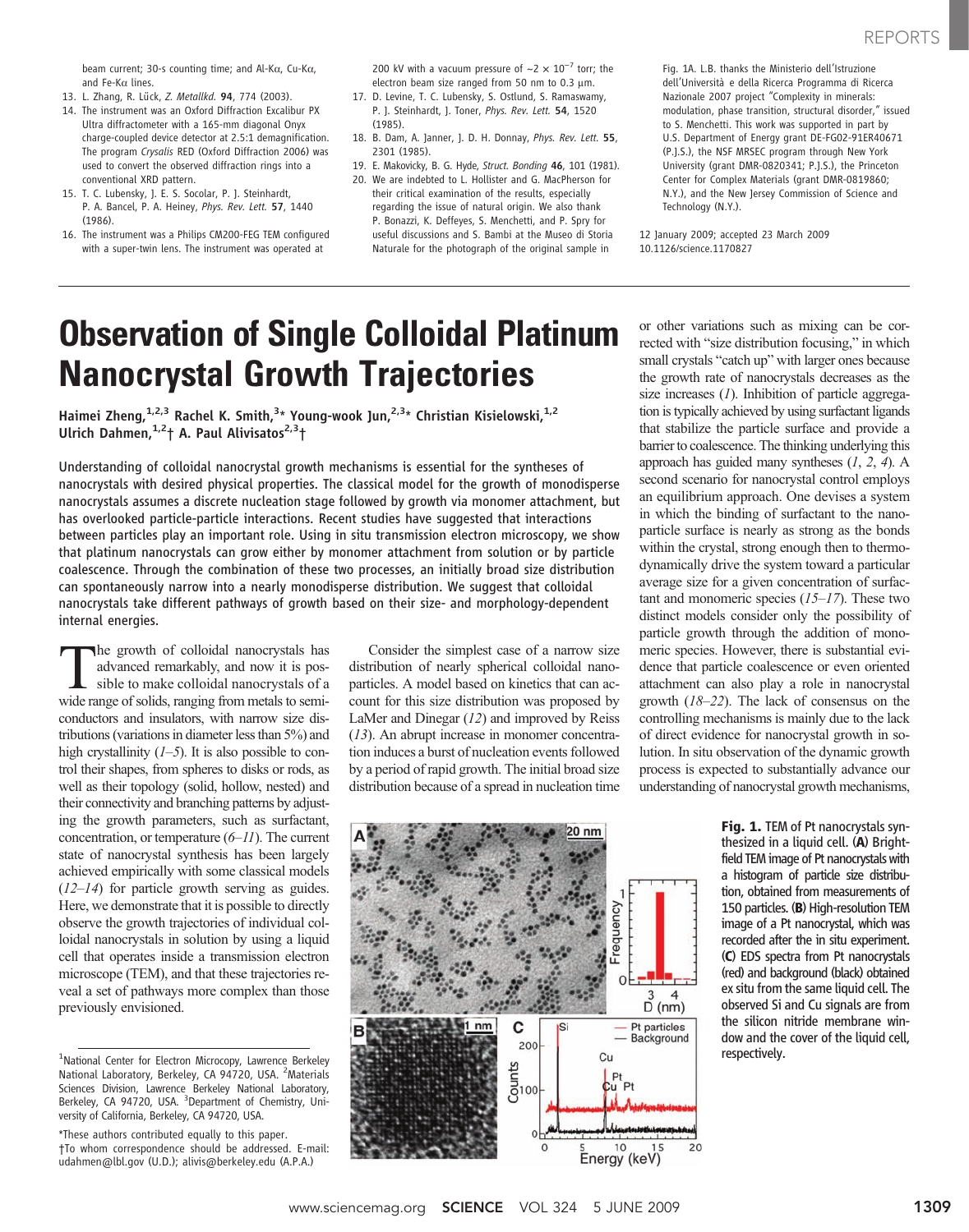beam current; 30-s counting time; and Al-Kα, Cu-Kα, and Fe-Kα lines.

13. L. Zhang, R. Lück, *Z. Metallkd.* **94**, 774 (2003).
14. The instrument was an Oxford Diffraction Excalibur PX Ultra diffractometer with a 165-mm diagonal Onyx charge-coupled device detector at 2.5:1 demagnification. The program *Crysalis* RED (Oxford Diffraction 2006) was used to convert the observed diffraction rings into a conventional XRD pattern.
15. T. C. Lubensky, J. E. S. Socolar, P. J. Steinhardt, P. A. Bancel, P. A. Heiney, *Phys. Rev. Lett.* **57**, 1440 (1986).
16. The instrument was a Philips CM200-FEG TEM configured with a super-twin lens. The instrument was operated at 200 kV with a vacuum pressure of ~$2 \times 10^{-7}$ torr; the electron beam size ranged from 50 nm to 0.3 μm.
17. D. Levine, T. C. Lubensky, S. Ostlund, S. Ramaswamy, P. J. Steinhardt, J. Toner, *Phys. Rev. Lett.* **54**, 1520 (1985).
18. B. Dam, A. Janner, J. D. H. Donnay, *Phys. Rev. Lett.* **55**, 2301 (1985).
19. E. Makovicky, B. G. Hyde, *Struct. Bonding* **46**, 101 (1981).
20. We are indebted to L. Hollister and G. MacPherson for their critical examination of the results, especially regarding the issue of natural origin. We also thank P. Bonazzi, K. Deffeyes, S. Menchetti, and P. Spry for useful discussions and S. Bambi at the Museo di Storia Naturale for the photograph of the original sample in Fig. 1A. L.B. thanks the Ministerio dell'Istruzione dell'Università e della Ricerca Programma di Ricerca Nazionale 2007 project "Complexity in minerals: modulation, phase transition, structural disorder," issued to S. Menchetti. This work was supported in part by U.S. Department of Energy grant DE-FG02-91ER40671 (P.J.S.), the NSF MRSEC program through New York University (grant DMR-0820341; P.J.S.), the Princeton Center for Complex Materials (grant DMR-0819860; N.Y.), and the New Jersey Commission of Science and Technology (N.Y.).

12 January 2009; accepted 23 March 2009
10.1126/science.1170827

# Observation of Single Colloidal Platinum Nanocrystal Growth Trajectories

Haimei Zheng,[1,2,3] Rachel K. Smith,[3]* Young-wook Jun,[2,3]* Christian Kisielowski,[1,2] Ulrich Dahmen,[1,2]† A. Paul Alivisatos[2,3]†

**Understanding of colloidal nanocrystal growth mechanisms is essential for the syntheses of nanocrystals with desired physical properties. The classical model for the growth of monodisperse nanocrystals assumes a discrete nucleation stage followed by growth via monomer attachment, but has overlooked particle-particle interactions. Recent studies have suggested that interactions between particles play an important role. Using in situ transmission electron microscopy, we show that platinum nanocrystals can grow either by monomer attachment from solution or by particle coalescence. Through the combination of these two processes, an initially broad size distribution can spontaneously narrow into a nearly monodisperse distribution. We suggest that colloidal nanocrystals take different pathways of growth based on their size- and morphology-dependent internal energies.**

The growth of colloidal nanocrystals has advanced remarkably, and now it is possible to make colloidal nanocrystals of a wide range of solids, ranging from metals to semiconductors and insulators, with narrow size distributions (variations in diameter less than 5%) and high crystallinity (*1*–*5*). It is also possible to control their shapes, from spheres to disks or rods, as well as their topology (solid, hollow, nested) and their connectivity and branching patterns by adjusting the growth parameters, such as surfactant, concentration, or temperature (*6*–*11*). The current state of nanocrystal synthesis has been largely achieved empirically with some classical models (*12*–*14*) for particle growth serving as guides. Here, we demonstrate that it is possible to directly observe the growth trajectories of individual colloidal nanocrystals in solution by using a liquid cell that operates inside a transmission electron microscope (TEM), and that these trajectories reveal a set of pathways more complex than those previously envisioned.

Consider the simplest case of a narrow size distribution of nearly spherical colloidal nanoparticles. A model based on kinetics that can account for this size distribution was proposed by LaMer and Dinegar (*12*) and improved by Reiss (*13*). An abrupt increase in monomer concentration induces a burst of nucleation events followed by a period of rapid growth. The initial broad size distribution because of a spread in nucleation time or other variations such as mixing can be corrected with "size distribution focusing," in which small crystals "catch up" with larger ones because the growth rate of nanocrystals decreases as the size increases (*1*). Inhibition of particle aggregation is typically achieved by using surfactant ligands that stabilize the particle surface and provide a barrier to coalescence. The thinking underlying this approach has guided many syntheses (*1*, *2*, *4*). A second scenario for nanocrystal control employs an equilibrium approach. One devises a system in which the binding of surfactant to the nanoparticle surface is nearly as strong as the bonds within the crystal, strong enough then to thermodynamically drive the system toward a particular average size for a given concentration of surfactant and monomeric species (*15*–*17*). These two distinct models consider only the possibility of particle growth through the addition of monomeric species. However, there is substantial evidence that particle coalescence or even oriented attachment can also play a role in nanocrystal growth (*18*–*22*). The lack of consensus on the controlling mechanisms is mainly due to the lack of direct evidence for nanocrystal growth in solution. In situ observation of the dynamic growth process is expected to substantially advance our understanding of nanocrystal growth mechanisms,

**Fig. 1.** TEM of Pt nanocrystals synthesized in a liquid cell. (**A**) Bright-field TEM image of Pt nanocrystals with a histogram of particle size distribution, obtained from measurements of 150 particles. (**B**) High-resolution TEM image of a Pt nanocrystal, which was recorded after the in situ experiment. (**C**) EDS spectra from Pt nanocrystals (red) and background (black) obtained ex situ from the same liquid cell. The observed Si and Cu signals are from the silicon nitride membrane window and the cover of the liquid cell, respectively.

---

[1]National Center for Electron Micrcopy, Lawrence Berkeley National Laboratory, Berkeley, CA 94720, USA. [2]Materials Sciences Division, Lawrence Berkeley National Laboratory, Berkeley, CA 94720, USA. [3]Department of Chemistry, University of California, Berkeley, CA 94720, USA.

*These authors contributed equally to this paper.
†To whom correspondence should be addressed. E-mail: udahmen@lbl.gov (U.D.); alivis@berkeley.edu (A.P.A.)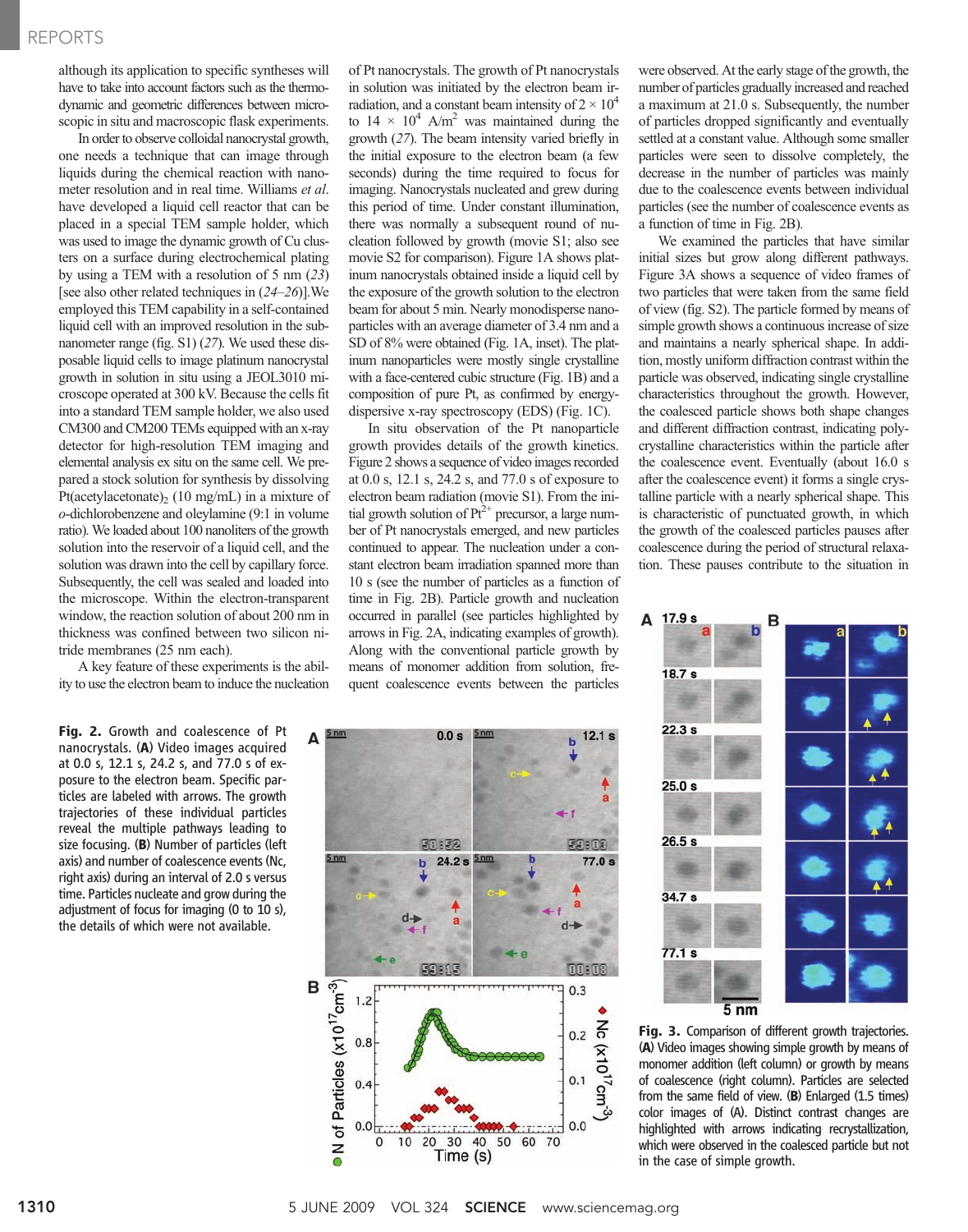although its application to specific syntheses will have to take into account factors such as the thermodynamic and geometric differences between microscopic in situ and macroscopic flask experiments.

In order to observe colloidal nanocrystal growth, one needs a technique that can image through liquids during the chemical reaction with nanometer resolution and in real time. Williams *et al.* have developed a liquid cell reactor that can be placed in a special TEM sample holder, which was used to image the dynamic growth of Cu clusters on a surface during electrochemical plating by using a TEM with a resolution of 5 nm (23) [see also other related techniques in (24–26)].We employed this TEM capability in a self-contained liquid cell with an improved resolution in the subnanometer range (fig. S1) (27). We used these disposable liquid cells to image platinum nanocrystal growth in solution in situ using a JEOL3010 microscope operated at 300 kV. Because the cells fit into a standard TEM sample holder, we also used CM300 and CM200 TEMs equipped with an x-ray detector for high-resolution TEM imaging and elemental analysis ex situ on the same cell. We prepared a stock solution for synthesis by dissolving Pt(acetylacetonate)$_2$ (10 mg/mL) in a mixture of *o*-dichlorobenzene and oleylamine (9:1 in volume ratio). We loaded about 100 nanoliters of the growth solution into the reservoir of a liquid cell, and the solution was drawn into the cell by capillary force. Subsequently, the cell was sealed and loaded into the microscope. Within the electron-transparent window, the reaction solution of about 200 nm in thickness was confined between two silicon nitride membranes (25 nm each).

A key feature of these experiments is the ability to use the electron beam to induce the nucleation of Pt nanocrystals. The growth of Pt nanocrystals in solution was initiated by the electron beam irradiation, and a constant beam intensity of $2 \times 10^4$ to $14 \times 10^4$ A/m$^2$ was maintained during the growth (27). The beam intensity varied briefly in the initial exposure to the electron beam (a few seconds) during the time required to focus for imaging. Nanocrystals nucleated and grew during this period of time. Under constant illumination, there was normally a subsequent round of nucleation followed by growth (movie S1; also see movie S2 for comparison). Figure 1A shows platinum nanocrystals obtained inside a liquid cell by the exposure of the growth solution to the electron beam for about 5 min. Nearly monodisperse nanoparticles with an average diameter of 3.4 nm and a SD of 8% were obtained (Fig. 1A, inset). The platinum nanoparticles were mostly single crystalline with a face-centered cubic structure (Fig. 1B) and a composition of pure Pt, as confirmed by energy-dispersive x-ray spectroscopy (EDS) (Fig. 1C).

In situ observation of the Pt nanoparticle growth provides details of the growth kinetics. Figure 2 shows a sequence of video images recorded at 0.0 s, 12.1 s, 24.2 s, and 77.0 s of exposure to electron beam radiation (movie S1). From the initial growth solution of $Pt^{2+}$ precursor, a large number of Pt nanocrystals emerged, and new particles continued to appear. The nucleation under a constant electron beam irradiation spanned more than 10 s (see the number of particles as a function of time in Fig. 2B). Particle growth and nucleation occurred in parallel (see particles highlighted by arrows in Fig. 2A, indicating examples of growth). Along with the conventional particle growth by means of monomer addition from solution, frequent coalescence events between the particles were observed. At the early stage of the growth, the number of particles gradually increased and reached a maximum at 21.0 s. Subsequently, the number of particles dropped significantly and eventually settled at a constant value. Although some smaller particles were seen to dissolve completely, the decrease in the number of particles was mainly due to the coalescence events between individual particles (see the number of coalescence events as a function of time in Fig. 2B).

We examined the particles that have similar initial sizes but grow along different pathways. Figure 3A shows a sequence of video frames of two particles that were taken from the same field of view (fig. S2). The particle formed by means of simple growth shows a continuous increase of size and maintains a nearly spherical shape. In addition, mostly uniform diffraction contrast within the particle was observed, indicating single crystalline characteristics throughout the growth. However, the coalesced particle shows both shape changes and different diffraction contrast, indicating polycrystalline characteristics within the particle after the coalescence event. Eventually (about 16.0 s after the coalescence event) it forms a single crystalline particle with a nearly spherical shape. This is characteristic of punctuated growth, in which the growth of the coalesced particles pauses after coalescence during the period of structural relaxation. These pauses contribute to the situation in

**Fig. 2.** Growth and coalescence of Pt nanocrystals. (**A**) Video images acquired at 0.0 s, 12.1 s, 24.2 s, and 77.0 s of exposure to the electron beam. Specific particles are labeled with arrows. The growth trajectories of these individual particles reveal the multiple pathways leading to size focusing. (**B**) Number of particles (left axis) and number of coalescence events (Nc, right axis) during an interval of 2.0 s versus time. Particles nucleate and grow during the adjustment of focus for imaging (0 to 10 s), the details of which were not available.

**Fig. 3.** Comparison of different growth trajectories. (**A**) Video images showing simple growth by means of monomer addition (left column) or growth by means of coalescence (right column). Particles are selected from the same field of view. (**B**) Enlarged (1.5 times) color images of (A). Distinct contrast changes are highlighted with arrows indicating recrystallization, which were observed in the coalesced particle but not in the case of simple growth.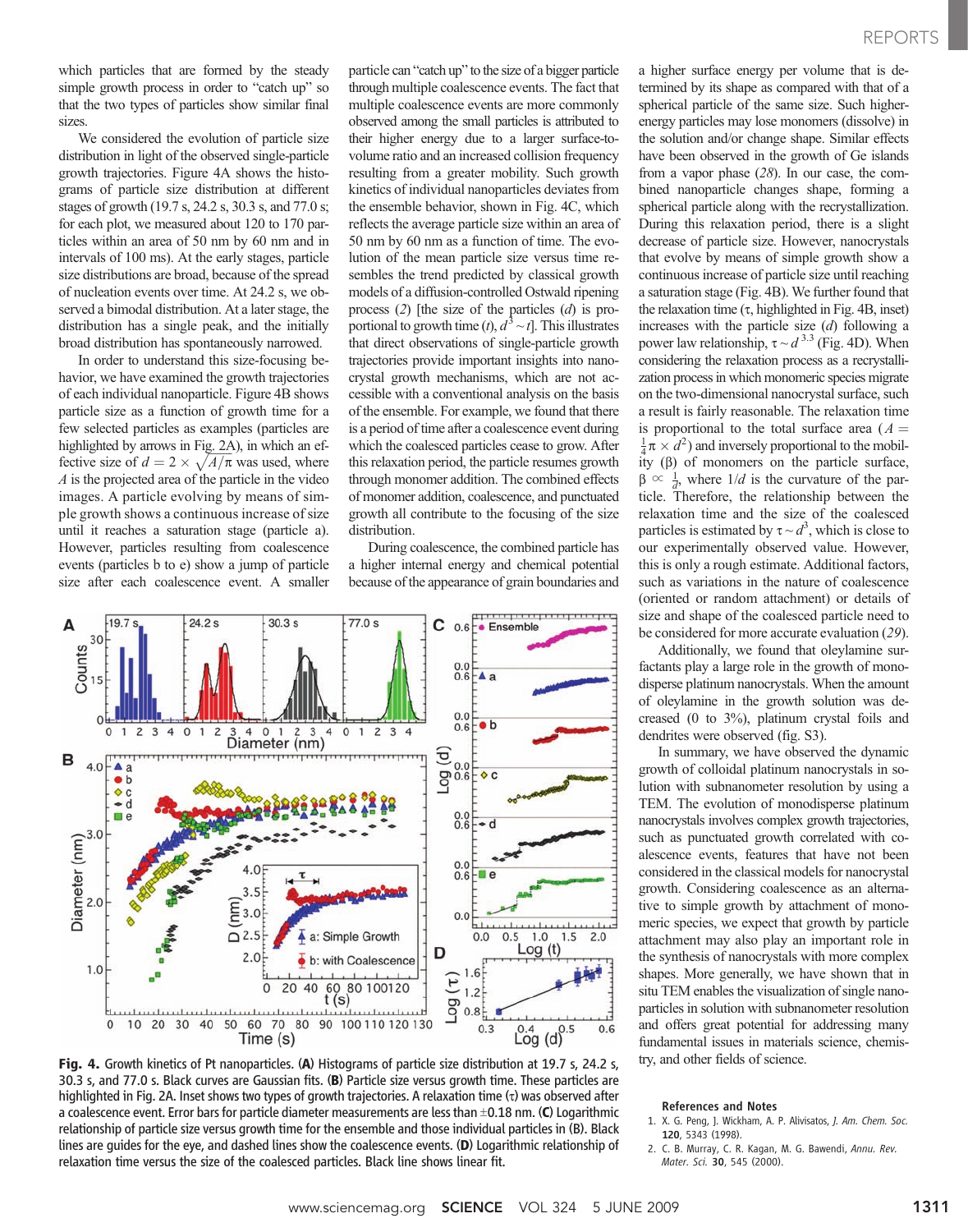which particles that are formed by the steady simple growth process in order to "catch up" so that the two types of particles show similar final sizes.

We considered the evolution of particle size distribution in light of the observed single-particle growth trajectories. Figure 4A shows the histograms of particle size distribution at different stages of growth (19.7 s, 24.2 s, 30.3 s, and 77.0 s; for each plot, we measured about 120 to 170 particles within an area of 50 nm by 60 nm and in intervals of 100 ms). At the early stages, particle size distributions are broad, because of the spread of nucleation events over time. At 24.2 s, we observed a bimodal distribution. At a later stage, the distribution has a single peak, and the initially broad distribution has spontaneously narrowed.

In order to understand this size-focusing behavior, we have examined the growth trajectories of each individual nanoparticle. Figure 4B shows particle size as a function of growth time for a few selected particles as examples (particles are highlighted by arrows in Fig. 2A), in which an effective size of $d = 2 \times \sqrt{A/\pi}$ was used, where $A$ is the projected area of the particle in the video images. A particle evolving by means of simple growth shows a continuous increase of size until it reaches a saturation stage (particle a). However, particles resulting from coalescence events (particles b to e) show a jump of particle size after each coalescence event. A smaller particle can "catch up" to the size of a bigger particle through multiple coalescence events. The fact that multiple coalescence events are more commonly observed among the small particles is attributed to their higher energy due to a larger surface-to-volume ratio and an increased collision frequency resulting from a greater mobility. Such growth kinetics of individual nanoparticles deviates from the ensemble behavior, shown in Fig. 4C, which reflects the average particle size within an area of 50 nm by 60 nm as a function of time. The evolution of the mean particle size versus time resembles the trend predicted by classical growth models of a diffusion-controlled Ostwald ripening process (2) [the size of the particles ($d$) is proportional to growth time ($t$), $d^3 \sim t$]. This illustrates that direct observations of single-particle growth trajectories provide important insights into nanocrystal growth mechanisms, which are not accessible with a conventional analysis on the basis of the ensemble. For example, we found that there is a period of time after a coalescence event during which the coalesced particles cease to grow. After this relaxation period, the particle resumes growth through monomer addition. The combined effects of monomer addition, coalescence, and punctuated growth all contribute to the focusing of the size distribution.

During coalescence, the combined particle has a higher internal energy and chemical potential because of the appearance of grain boundaries and a higher surface energy per volume that is determined by its shape as compared with that of a spherical particle of the same size. Such higher-energy particles may lose monomers (dissolve) in the solution and/or change shape. Similar effects have been observed in the growth of Ge islands from a vapor phase (28). In our case, the combined nanoparticle changes shape, forming a spherical particle along with the recrystallization. During this relaxation period, there is a slight decrease of particle size. However, nanocrystals that evolve by means of simple growth show a continuous increase of particle size until reaching a saturation stage (Fig. 4B). We further found that the relaxation time ($\tau$, highlighted in Fig. 4B, inset) increases with the particle size ($d$) following a power law relationship, $\tau \sim d^{3.3}$ (Fig. 4D). When considering the relaxation process as a recrystallization process in which monomeric species migrate on the two-dimensional nanocrystal surface, such a result is fairly reasonable. The relaxation time is proportional to the total surface area ($A = \frac{1}{4}\pi \times d^2$) and inversely proportional to the mobility ($\beta$) of monomers on the particle surface, $\beta \propto \frac{1}{d}$, where $1/d$ is the curvature of the particle. Therefore, the relationship between the relaxation time and the size of the coalesced particles is estimated by $\tau \sim d^3$, which is close to our experimentally observed value. However, this is only a rough estimate. Additional factors, such as variations in the nature of coalescence (oriented or random attachment) or details of size and shape of the coalesced particle need to be considered for more accurate evaluation (29).

Additionally, we found that oleylamine surfactants play a large role in the growth of monodisperse platinum nanocrystals. When the amount of oleylamine in the growth solution was decreased (0 to 3%), platinum crystal foils and dendrites were observed (fig. S3).

In summary, we have observed the dynamic growth of colloidal platinum nanocrystals in solution with subnanometer resolution by using a TEM. The evolution of monodisperse platinum nanocrystals involves complex growth trajectories, such as punctuated growth correlated with coalescence events, features that have not been considered in the classical models for nanocrystal growth. Considering coalescence as an alternative to simple growth by attachment of monomeric species, we expect that growth by particle attachment may also play an important role in the synthesis of nanocrystals with more complex shapes. More generally, we have shown that in situ TEM enables the visualization of single nanoparticles in solution with subnanometer resolution and offers great potential for addressing many fundamental issues in materials science, chemistry, and other fields of science.

**Fig. 4.** Growth kinetics of Pt nanoparticles. **(A)** Histograms of particle size distribution at 19.7 s, 24.2 s, 30.3 s, and 77.0 s. Black curves are Gaussian fits. **(B)** Particle size versus growth time. These particles are highlighted in Fig. 2A. Inset shows two types of growth trajectories. A relaxation time ($\tau$) was observed after a coalescence event. Error bars for particle diameter measurements are less than $\pm$0.18 nm. **(C)** Logarithmic relationship of particle size versus growth time for the ensemble and those individual particles in (B). Black lines are guides for the eye, and dashed lines show the coalescence events. **(D)** Logarithmic relationship of relaxation time versus the size of the coalesced particles. Black line shows linear fit.

**References and Notes**

1. X. G. Peng, J. Wickham, A. P. Alivisatos, *J. Am. Chem. Soc.* **120**, 5343 (1998).
2. C. B. Murray, C. R. Kagan, M. G. Bawendi, *Annu. Rev. Mater. Sci.* **30**, 545 (2000).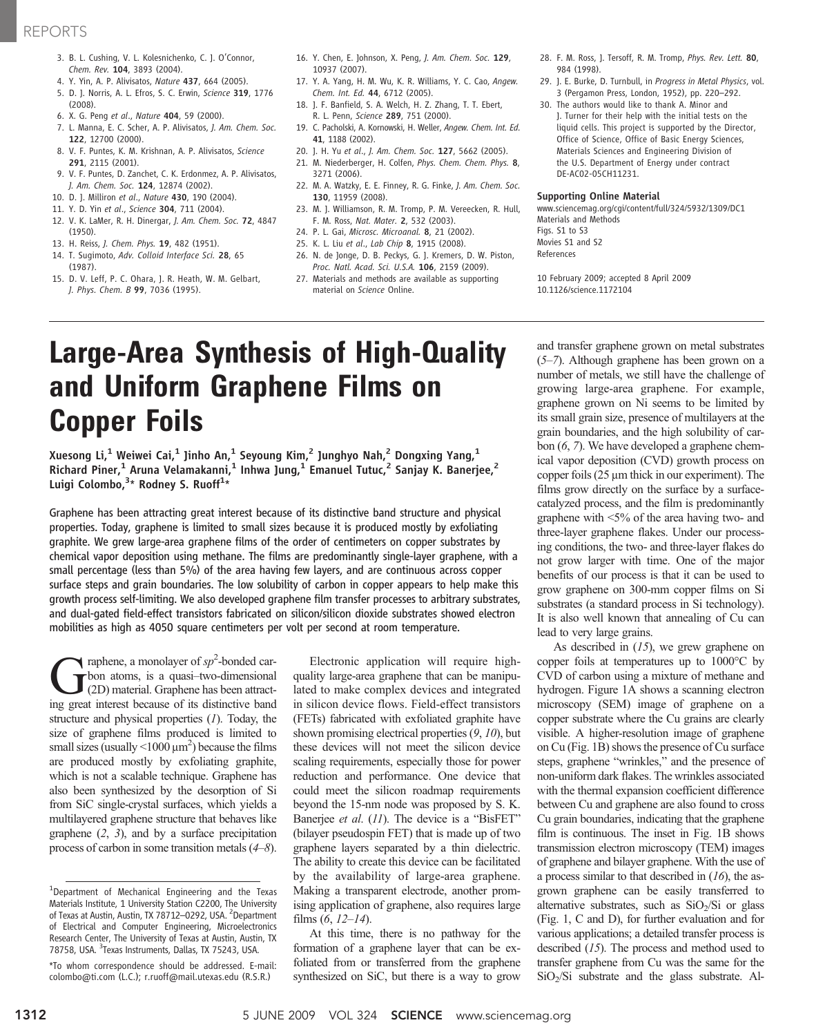3. B. L. Cushing, V. L. Kolesnichenko, C. J. O'Connor, *Chem. Rev.* **104**, 3893 (2004).
4. Y. Yin, A. P. Alivisatos, *Nature* **437**, 664 (2005).
5. D. J. Norris, A. L. Efros, S. C. Erwin, *Science* **319**, 1776 (2008).
6. X. G. Peng *et al.*, *Nature* **404**, 59 (2000).
7. L. Manna, E. C. Scher, A. P. Alivisatos, *J. Am. Chem. Soc.* **122**, 12700 (2000).
8. V. F. Puntes, K. M. Krishnan, A. P. Alivisatos, *Science* **291**, 2115 (2001).
9. V. F. Puntes, D. Zanchet, C. K. Erdonmez, A. P. Alivisatos, *J. Am. Chem. Soc.* **124**, 12874 (2002).
10. D. J. Milliron *et al.*, *Nature* **430**, 190 (2004).
11. Y. D. Yin *et al.*, *Science* **304**, 711 (2004).
12. V. K. LaMer, R. H. Dinergar, *J. Am. Chem. Soc.* **72**, 4847 (1950).
13. H. Reiss, *J. Chem. Phys.* **19**, 482 (1951).
14. T. Sugimoto, *Adv. Colloid Interface Sci.* **28**, 65 (1987).
15. D. V. Leff, P. C. Ohara, J. R. Heath, W. M. Gelbart, *J. Phys. Chem. B* **99**, 7036 (1995).
16. Y. Chen, E. Johnson, X. Peng, *J. Am. Chem. Soc.* **129**, 10937 (2007).
17. Y. A. Yang, H. M. Wu, K. R. Williams, Y. C. Cao, *Angew. Chem. Int. Ed.* **44**, 6712 (2005).
18. J. F. Banfield, S. A. Welch, H. Z. Zhang, T. T. Ebert, R. L. Penn, *Science* **289**, 751 (2000).
19. C. Pacholski, A. Kornowski, H. Weller, *Angew. Chem. Int. Ed.* **41**, 1188 (2002).
20. J. H. Yu *et al.*, *J. Am. Chem. Soc.* **127**, 5662 (2005).
21. M. Niederberger, H. Colfen, *Phys. Chem. Chem. Phys.* **8**, 3271 (2006).
22. M. A. Watzky, E. E. Finney, R. G. Finke, *J. Am. Chem. Soc.* **130**, 11959 (2008).
23. M. J. Williamson, R. M. Tromp, P. M. Vereecken, R. Hull, F. M. Ross, *Nat. Mater.* **2**, 532 (2003).
24. P. L. Gai, *Microsc. Microanal.* **8**, 21 (2002).
25. K. L. Liu *et al.*, *Lab Chip* **8**, 1915 (2008).
26. N. de Jonge, D. B. Peckys, G. J. Kremers, D. W. Piston, *Proc. Natl. Acad. Sci. U.S.A.* **106**, 2159 (2009).
27. Materials and methods are available as supporting material on *Science* Online.
28. F. M. Ross, J. Tersoff, R. M. Tromp, *Phys. Rev. Lett.* **80**, 984 (1998).
29. J. E. Burke, D. Turnbull, in *Progress in Metal Physics*, vol. 3 (Pergamon Press, London, 1952), pp. 220–292.
30. The authors would like to thank A. Minor and J. Turner for their help with the initial tests on the liquid cells. This project is supported by the Director, Office of Science, Office of Basic Energy Sciences, Materials Sciences and Engineering Division of the U.S. Department of Energy under contract DE-AC02-05CH11231.

**Supporting Online Material**
www.sciencemag.org/cgi/content/full/324/5932/1309/DC1
Materials and Methods
Figs. S1 to S3
Movies S1 and S2
References

10 February 2009; accepted 8 April 2009
10.1126/science.1172104

# Large-Area Synthesis of High-Quality and Uniform Graphene Films on Copper Foils

Xuesong Li,[1] Weiwei Cai,[1] Jinho An,[1] Seyoung Kim,[2] Junghyo Nah,[2] Dongxing Yang,[1] Richard Piner,[1] Aruna Velamakanni,[1] Inhwa Jung,[1] Emanuel Tutuc,[2] Sanjay K. Banerjee,[2] Luigi Colombo,[3]* Rodney S. Ruoff[1]*

**Graphene has been attracting great interest because of its distinctive band structure and physical properties. Today, graphene is limited to small sizes because it is produced mostly by exfoliating graphite. We grew large-area graphene films of the order of centimeters on copper substrates by chemical vapor deposition using methane. The films are predominantly single-layer graphene, with a small percentage (less than 5%) of the area having few layers, and are continuous across copper surface steps and grain boundaries. The low solubility of carbon in copper appears to help make this growth process self-limiting. We also developed graphene film transfer processes to arbitrary substrates, and dual-gated field-effect transistors fabricated on silicon/silicon dioxide substrates showed electron mobilities as high as 4050 square centimeters per volt per second at room temperature.**

Graphene, a monolayer of $sp^2$-bonded carbon atoms, is a quasi–two-dimensional (2D) material. Graphene has been attracting great interest because of its distinctive band structure and physical properties (*1*). Today, the size of graphene films produced is limited to small sizes (usually <1000 $\mu m^2$) because the films are produced mostly by exfoliating graphite, which is not a scalable technique. Graphene has also been synthesized by the desorption of Si from SiC single-crystal surfaces, which yields a multilayered graphene structure that behaves like graphene (*2*, *3*), and by a surface precipitation process of carbon in some transition metals (*4*–*8*).

Electronic application will require high-quality large-area graphene that can be manipulated to make complex devices and integrated in silicon device flows. Field-effect transistors (FETs) fabricated with exfoliated graphite have shown promising electrical properties (*9*, *10*), but these devices will not meet the silicon device scaling requirements, especially those for power reduction and performance. One device that could meet the silicon roadmap requirements beyond the 15-nm node was proposed by S. K. Banerjee *et al.* (*11*). The device is a "BisFET" (bilayer pseudospin FET) that is made up of two graphene layers separated by a thin dielectric. The ability to create this device can be facilitated by the availability of large-area graphene. Making a transparent electrode, another promising application of graphene, also requires large films (*6*, *12*–*14*).

At this time, there is no pathway for the formation of a graphene layer that can be exfoliated from or transferred from the graphene synthesized on SiC, but there is a way to grow and transfer graphene grown on metal substrates (*5*–*7*). Although graphene has been grown on a number of metals, we still have the challenge of growing large-area graphene. For example, graphene grown on Ni seems to be limited by its small grain size, presence of multilayers at the grain boundaries, and the high solubility of carbon (*6*, *7*). We have developed a graphene chemical vapor deposition (CVD) growth process on copper foils (25 μm thick in our experiment). The films grow directly on the surface by a surface-catalyzed process, and the film is predominantly graphene with <5% of the area having two- and three-layer graphene flakes. Under our processing conditions, the two- and three-layer flakes do not grow larger with time. One of the major benefits of our process is that it can be used to grow graphene on 300-mm copper films on Si substrates (a standard process in Si technology). It is also well known that annealing of Cu can lead to very large grains.

As described in (*15*), we grew graphene on copper foils at temperatures up to 1000°C by CVD of carbon using a mixture of methane and hydrogen. Figure 1A shows a scanning electron microscopy (SEM) image of graphene on a copper substrate where the Cu grains are clearly visible. A higher-resolution image of graphene on Cu (Fig. 1B) shows the presence of Cu surface steps, graphene "wrinkles," and the presence of non-uniform dark flakes. The wrinkles associated with the thermal expansion coefficient difference between Cu and graphene are also found to cross Cu grain boundaries, indicating that the graphene film is continuous. The inset in Fig. 1B shows transmission electron microscopy (TEM) images of graphene and bilayer graphene. With the use of a process similar to that described in (*16*), the as-grown graphene can be easily transferred to alternative substrates, such as $SiO_2$/Si or glass (Fig. 1, C and D), for further evaluation and for various applications; a detailed transfer process is described (*15*). The process and method used to transfer graphene from Cu was the same for the $SiO_2$/Si substrate and the glass substrate. Al-

[1]Department of Mechanical Engineering and the Texas Materials Institute, 1 University Station C2200, The University of Texas at Austin, Austin, TX 78712–0292, USA. [2]Department of Electrical and Computer Engineering, Microelectronics Research Center, The University of Texas at Austin, Austin, TX 78758, USA. [3]Texas Instruments, Dallas, TX 75243, USA.

*To whom correspondence should be addressed. E-mail: colombo@ti.com (L.C.); r.ruoff@mail.utexas.edu (R.S.R.)